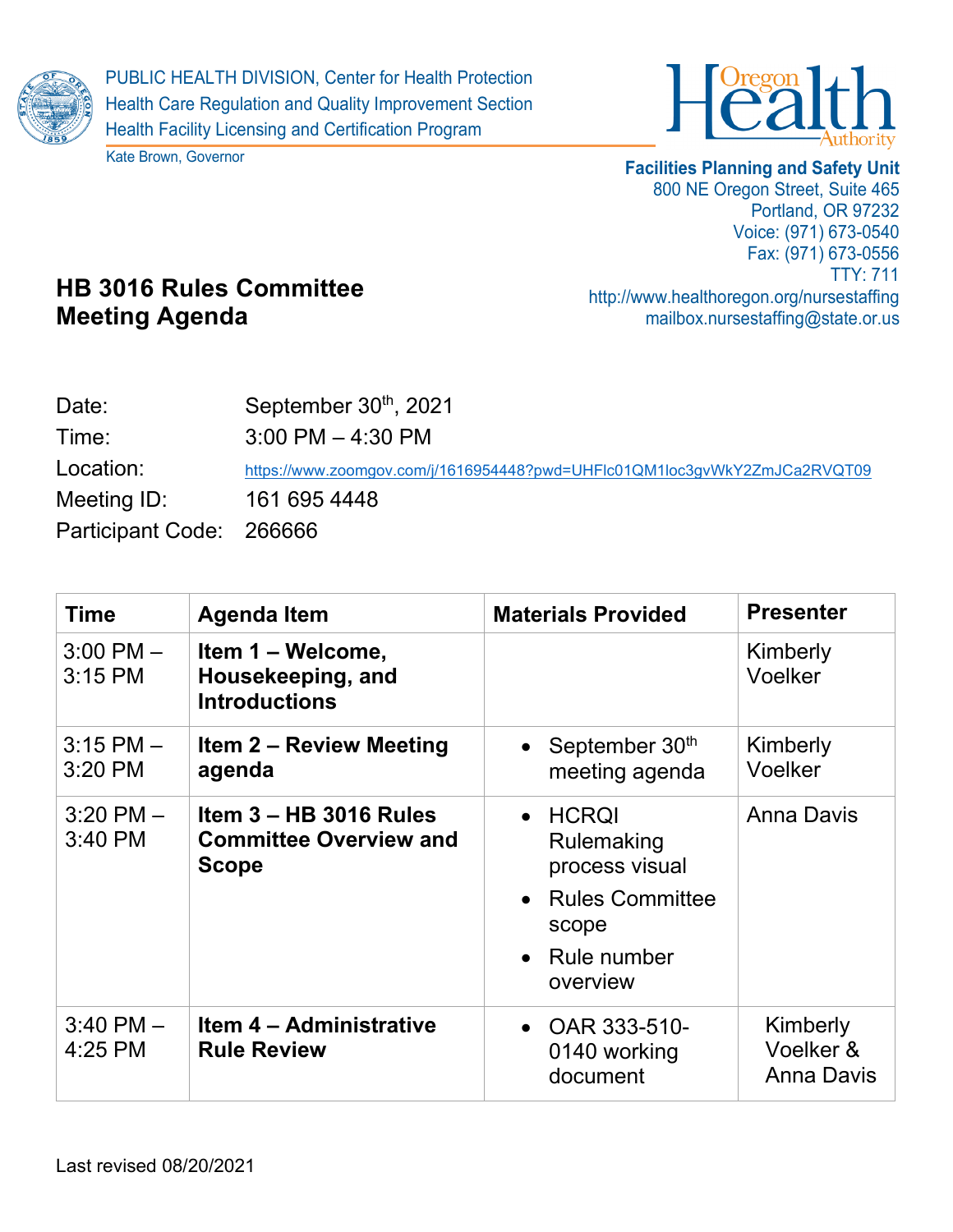PUBLIC HEALTH DIVISION, Center for Health Protection
Health Care Regulation and Quality Improvement Section
Health Facility Licensing and Certification Program

Kate Brown, Governor

Oregon Health Authority

**Facilities Planning and Safety Unit**
800 NE Oregon Street, Suite 465
Portland, OR 97232
Voice: (971) 673-0540
Fax: (971) 673-0556
TTY: 711
http://www.healthoregon.org/nursestaffing
mailbox.nursestaffing@state.or.us

# HB 3016 Rules Committee Meeting Agenda

Date: September 30th, 2021
Time: 3:00 PM – 4:30 PM
Location: https://www.zoomgov.com/j/1616954448?pwd=UHFlc01QM1loc3gvWkY2ZmJCa2RVQT09
Meeting ID: 161 695 4448
Participant Code: 266666

| Time | Agenda Item | Materials Provided | Presenter |
|---|---|---|---|
| 3:00 PM – 3:15 PM | **Item 1 – Welcome, Housekeeping, and Introductions** | | Kimberly Voelker |
| 3:15 PM – 3:20 PM | **Item 2 – Review Meeting agenda** | • September 30th meeting agenda | Kimberly Voelker |
| 3:20 PM – 3:40 PM | **Item 3 – HB 3016 Rules Committee Overview and Scope** | • HCRQI Rulemaking process visual<br>• Rules Committee scope<br>• Rule number overview | Anna Davis |
| 3:40 PM – 4:25 PM | **Item 4 – Administrative Rule Review** | • OAR 333-510-0140 working document | Kimberly Voelker & Anna Davis |

Last revised 08/20/2021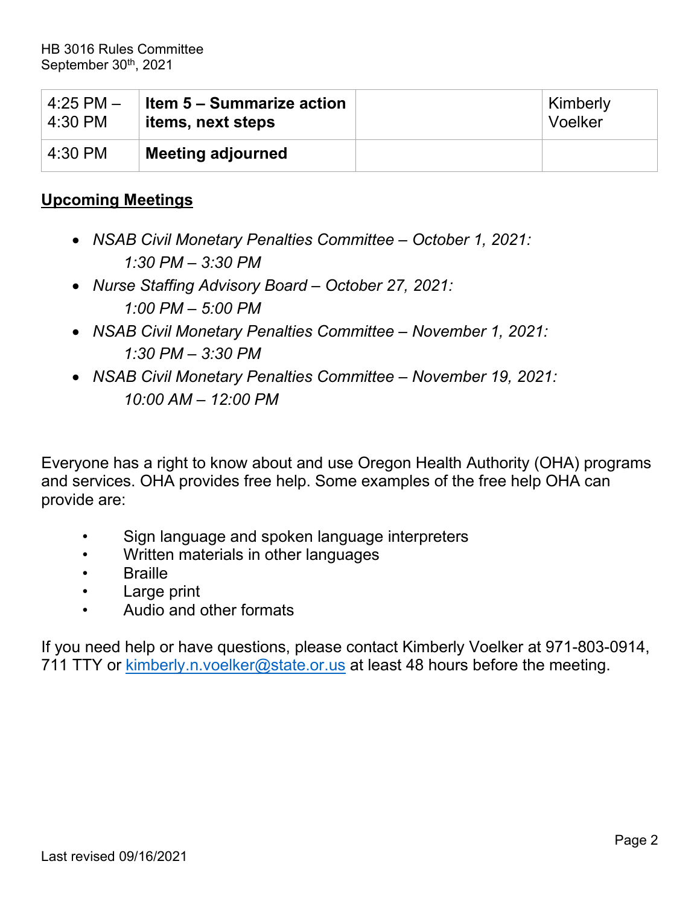| | | | |
|---|---|---|---|
| 4:25 PM – 4:30 PM | **Item 5 – Summarize action items, next steps** | | Kimberly Voelker |
| 4:30 PM | **Meeting adjourned** | | |

## Upcoming Meetings

- *NSAB Civil Monetary Penalties Committee – October 1, 2021: 1:30 PM – 3:30 PM*
- *Nurse Staffing Advisory Board – October 27, 2021: 1:00 PM – 5:00 PM*
- *NSAB Civil Monetary Penalties Committee – November 1, 2021: 1:30 PM – 3:30 PM*
- *NSAB Civil Monetary Penalties Committee – November 19, 2021: 10:00 AM – 12:00 PM*

Everyone has a right to know about and use Oregon Health Authority (OHA) programs and services. OHA provides free help. Some examples of the free help OHA can provide are:

- Sign language and spoken language interpreters
- Written materials in other languages
- Braille
- Large print
- Audio and other formats

If you need help or have questions, please contact Kimberly Voelker at 971-803-0914, 711 TTY or kimberly.n.voelker@state.or.us at least 48 hours before the meeting.